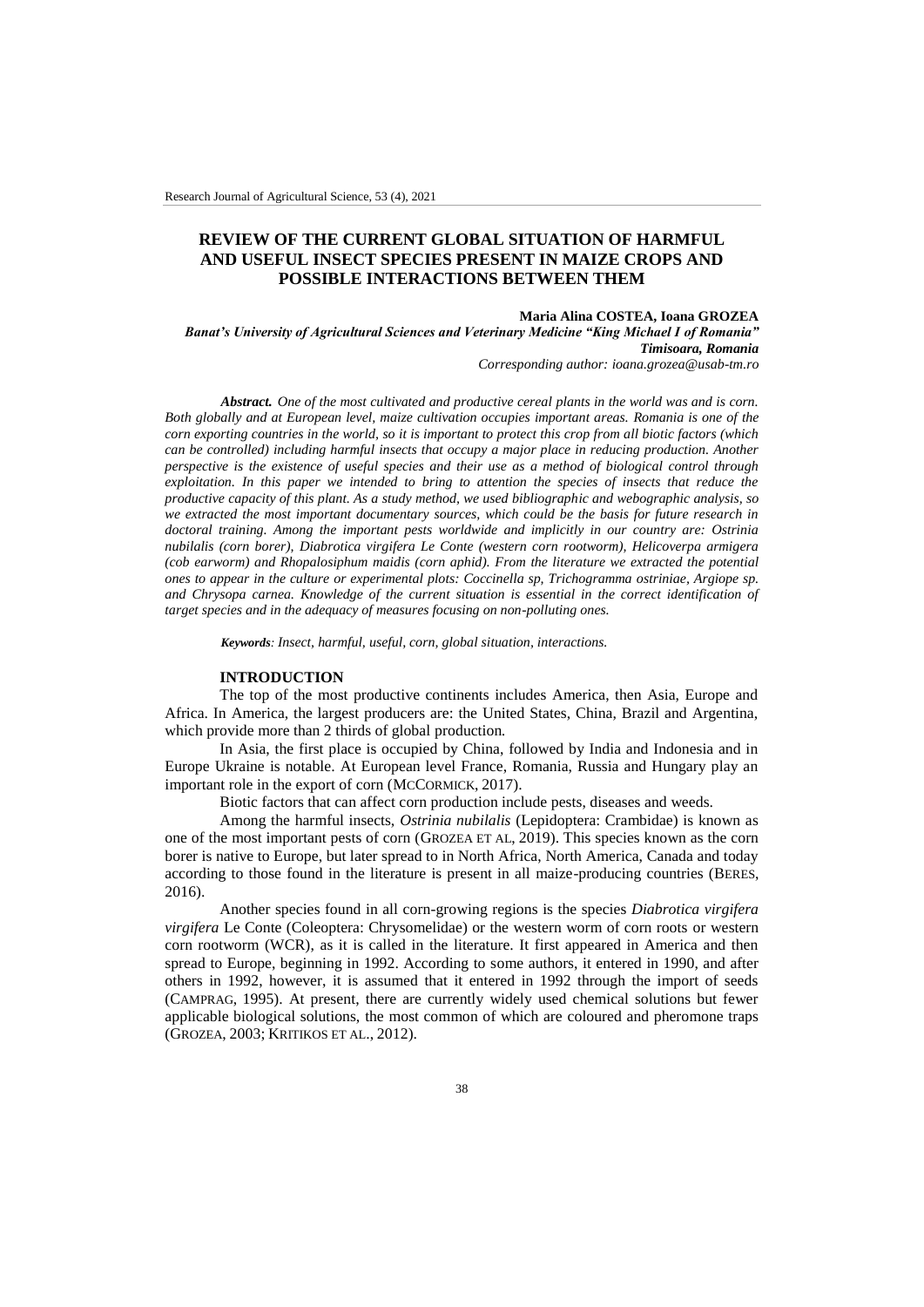# REVIEW OF THE CURRENT GLOBAL SITUATION OF HARMFUL AND USEFUL INSECT SPECIES PRESENT IN MAIZE CROPS AND POSSIBLE INTERACTIONS BETWEEN THEM

**Maria Alina COSTEA, Ioana GROZEA**

***Banat's University of Agricultural Sciences and Veterinary Medicine "King Michael I of Romania" Timisoara, Romania***

*Corresponding author: ioana.grozea@usab-tm.ro*

***Abstract.*** *One of the most cultivated and productive cereal plants in the world was and is corn. Both globally and at European level, maize cultivation occupies important areas. Romania is one of the corn exporting countries in the world, so it is important to protect this crop from all biotic factors (which can be controlled) including harmful insects that occupy a major place in reducing production. Another perspective is the existence of useful species and their use as a method of biological control through exploitation. In this paper we intended to bring to attention the species of insects that reduce the productive capacity of this plant. As a study method, we used bibliographic and webographic analysis, so we extracted the most important documentary sources, which could be the basis for future research in doctoral training. Among the important pests worldwide and implicitly in our country are: Ostrinia nubilalis (corn borer), Diabrotica virgifera Le Conte (western corn rootworm), Helicoverpa armigera (cob earworm) and Rhopalosiphum maidis (corn aphid). From the literature we extracted the potential ones to appear in the culture or experimental plots: Coccinella sp, Trichogramma ostriniae, Argiope sp. and Chrysopa carnea. Knowledge of the current situation is essential in the correct identification of target species and in the adequacy of measures focusing on non-polluting ones.*

***Keywords****: Insect, harmful, useful, corn, global situation, interactions.*

## INTRODUCTION

The top of the most productive continents includes America, then Asia, Europe and Africa. In America, the largest producers are: the United States, China, Brazil and Argentina, which provide more than 2 thirds of global production.

In Asia, the first place is occupied by China, followed by India and Indonesia and in Europe Ukraine is notable. At European level France, Romania, Russia and Hungary play an important role in the export of corn (MCCORMICK, 2017).

Biotic factors that can affect corn production include pests, diseases and weeds.

Among the harmful insects, *Ostrinia nubilalis* (Lepidoptera: Crambidae) is known as one of the most important pests of corn (GROZEA ET AL, 2019). This species known as the corn borer is native to Europe, but later spread to in North Africa, North America, Canada and today according to those found in the literature is present in all maize-producing countries (BERES, 2016).

Another species found in all corn-growing regions is the species *Diabrotica virgifera virgifera* Le Conte (Coleoptera: Chrysomelidae) or the western worm of corn roots or western corn rootworm (WCR), as it is called in the literature. It first appeared in America and then spread to Europe, beginning in 1992. According to some authors, it entered in 1990, and after others in 1992, however, it is assumed that it entered in 1992 through the import of seeds (CAMPRAG, 1995). At present, there are currently widely used chemical solutions but fewer applicable biological solutions, the most common of which are coloured and pheromone traps (GROZEA, 2003; KRITIKOS ET AL., 2012).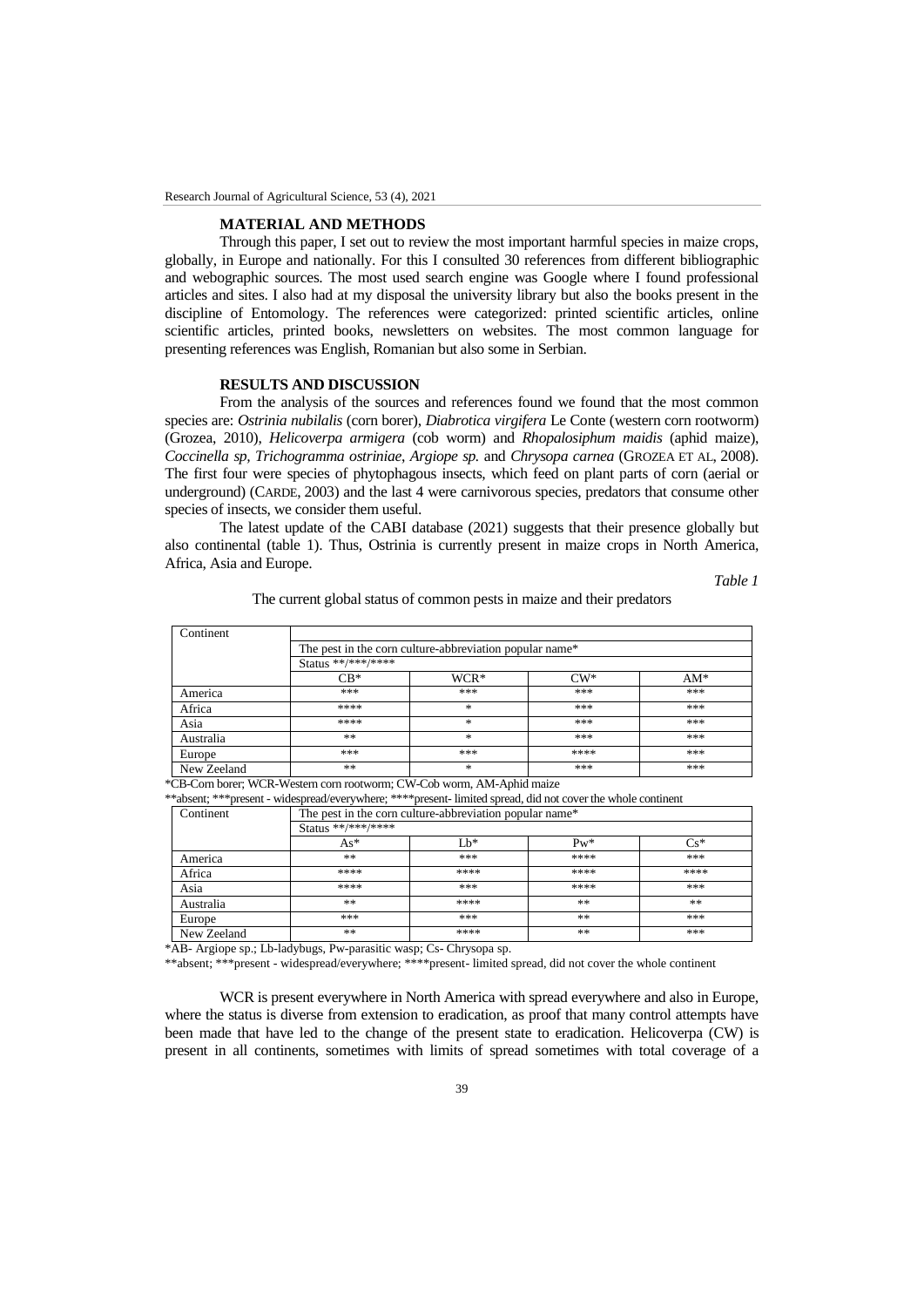## MATERIAL AND METHODS

Through this paper, I set out to review the most important harmful species in maize crops, globally, in Europe and nationally. For this I consulted 30 references from different bibliographic and webographic sources. The most used search engine was Google where I found professional articles and sites. I also had at my disposal the university library but also the books present in the discipline of Entomology. The references were categorized: printed scientific articles, online scientific articles, printed books, newsletters on websites. The most common language for presenting references was English, Romanian but also some in Serbian.

## RESULTS AND DISCUSSION

From the analysis of the sources and references found we found that the most common species are: *Ostrinia nubilalis* (corn borer), *Diabrotica virgifera* Le Conte (western corn rootworm) (Grozea, 2010), *Helicoverpa armigera* (cob worm) and *Rhopalosiphum maidis* (aphid maize), *Coccinella sp*, *Trichogramma ostriniae*, *Argiope sp.* and *Chrysopa carnea* (GROZEA ET AL, 2008). The first four were species of phytophagous insects, which feed on plant parts of corn (aerial or underground) (CARDE, 2003) and the last 4 were carnivorous species, predators that consume other species of insects, we consider them useful.

The latest update of the CABI database (2021) suggests that their presence globally but also continental (table 1). Thus, Ostrinia is currently present in maize crops in North America, Africa, Asia and Europe.

*Table 1*

The current global status of common pests in maize and their predators

| Continent | The pest in the corn culture-abbreviation popular name* | | | |
|---|---|---|---|---|
| | Status **/***/**** | | | |
| | CB* | WCR* | CW* | AM* |
| America | *** | *** | *** | *** |
| Africa | **** | * | *** | *** |
| Asia | **** | * | *** | *** |
| Australia | ** | * | *** | *** |
| Europe | *** | *** | **** | *** |
| New Zeeland | ** | * | *** | *** |

*CB-Corn borer; WCR-Western corn rootworm; CW-Cob worm, AM-Aphid maize

**absent; ***present - widespread/everywhere; ****present- limited spread, did not cover the whole continent

| Continent | The pest in the corn culture-abbreviation popular name* | | | |
|---|---|---|---|---|
| | Status **/***/**** | | | |
| | As* | Lb* | Pw* | Cs* |
| America | ** | *** | **** | *** |
| Africa | **** | **** | **** | **** |
| Asia | **** | *** | **** | *** |
| Australia | ** | **** | ** | ** |
| Europe | *** | *** | ** | *** |
| New Zeeland | ** | **** | ** | *** |

*AB- Argiope sp.; Lb-ladybugs, Pw-parasitic wasp; Cs- Chrysopa sp.

**absent; ***present - widespread/everywhere; ****present- limited spread, did not cover the whole continent

WCR is present everywhere in North America with spread everywhere and also in Europe, where the status is diverse from extension to eradication, as proof that many control attempts have been made that have led to the change of the present state to eradication. Helicoverpa (CW) is present in all continents, sometimes with limits of spread sometimes with total coverage of a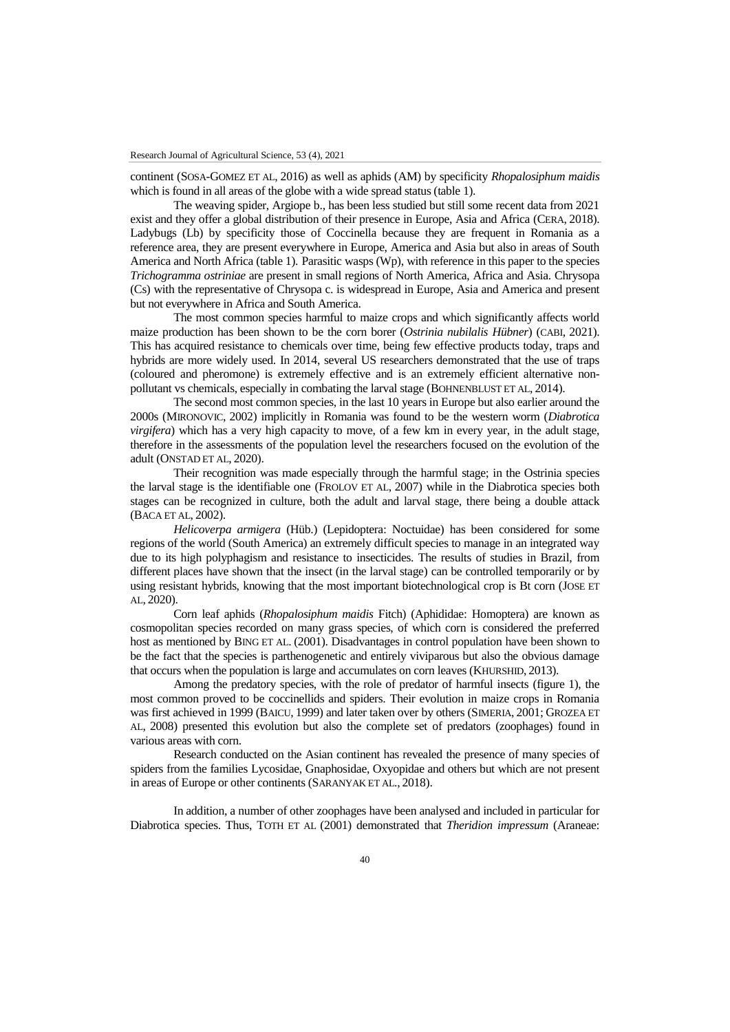continent (SOSA-GOMEZ ET AL, 2016) as well as aphids (AM) by specificity *Rhopalosiphum maidis* which is found in all areas of the globe with a wide spread status (table 1).

The weaving spider, Argiope b., has been less studied but still some recent data from 2021 exist and they offer a global distribution of their presence in Europe, Asia and Africa (CERA, 2018). Ladybugs (Lb) by specificity those of Coccinella because they are frequent in Romania as a reference area, they are present everywhere in Europe, America and Asia but also in areas of South America and North Africa (table 1). Parasitic wasps (Wp), with reference in this paper to the species *Trichogramma ostriniae* are present in small regions of North America, Africa and Asia. Chrysopa (Cs) with the representative of Chrysopa c. is widespread in Europe, Asia and America and present but not everywhere in Africa and South America.

The most common species harmful to maize crops and which significantly affects world maize production has been shown to be the corn borer (*Ostrinia nubilalis Hübner*) (CABI, 2021). This has acquired resistance to chemicals over time, being few effective products today, traps and hybrids are more widely used. In 2014, several US researchers demonstrated that the use of traps (coloured and pheromone) is extremely effective and is an extremely efficient alternative non-pollutant vs chemicals, especially in combating the larval stage (BOHNENBLUST ET AL, 2014).

The second most common species, in the last 10 years in Europe but also earlier around the 2000s (MIRONOVIC, 2002) implicitly in Romania was found to be the western worm (*Diabrotica virgifera*) which has a very high capacity to move, of a few km in every year, in the adult stage, therefore in the assessments of the population level the researchers focused on the evolution of the adult (ONSTAD ET AL, 2020).

Their recognition was made especially through the harmful stage; in the Ostrinia species the larval stage is the identifiable one (FROLOV ET AL, 2007) while in the Diabrotica species both stages can be recognized in culture, both the adult and larval stage, there being a double attack (BACA ET AL, 2002).

*Helicoverpa armigera* (Hüb.) (Lepidoptera: Noctuidae) has been considered for some regions of the world (South America) an extremely difficult species to manage in an integrated way due to its high polyphagism and resistance to insecticides. The results of studies in Brazil, from different places have shown that the insect (in the larval stage) can be controlled temporarily or by using resistant hybrids, knowing that the most important biotechnological crop is Bt corn (JOSE ET AL, 2020).

Corn leaf aphids (*Rhopalosiphum maidis* Fitch) (Aphididae: Homoptera) are known as cosmopolitan species recorded on many grass species, of which corn is considered the preferred host as mentioned by BING ET AL. (2001). Disadvantages in control population have been shown to be the fact that the species is parthenogenetic and entirely viviparous but also the obvious damage that occurs when the population is large and accumulates on corn leaves (KHURSHID, 2013).

Among the predatory species, with the role of predator of harmful insects (figure 1), the most common proved to be coccinellids and spiders. Their evolution in maize crops in Romania was first achieved in 1999 (BAICU, 1999) and later taken over by others (SIMERIA, 2001; GROZEA ET AL, 2008) presented this evolution but also the complete set of predators (zoophages) found in various areas with corn.

Research conducted on the Asian continent has revealed the presence of many species of spiders from the families Lycosidae, Gnaphosidae, Oxyopidae and others but which are not present in areas of Europe or other continents (SARANYAK ET AL., 2018).

In addition, a number of other zoophages have been analysed and included in particular for Diabrotica species. Thus, TOTH ET AL (2001) demonstrated that *Theridion impressum* (Araneae: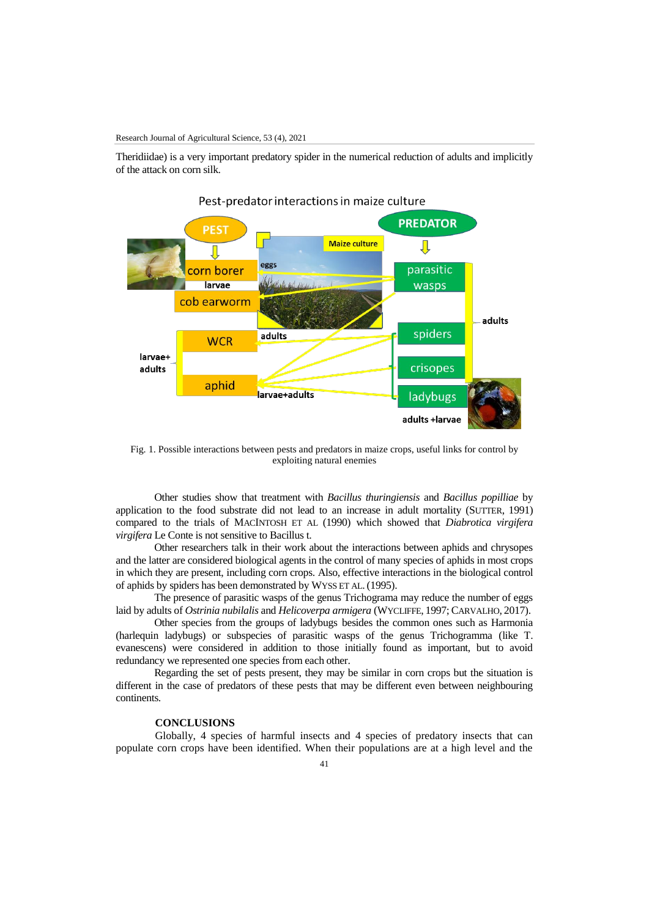Theridiidae) is a very important predatory spider in the numerical reduction of adults and implicitly of the attack on corn silk.

Fig. 1. Possible interactions between pests and predators in maize crops, useful links for control by exploiting natural enemies

Other studies show that treatment with *Bacillus thuringiensis* and *Bacillus popilliae* by application to the food substrate did not lead to an increase in adult mortality (SUTTER, 1991) compared to the trials of MACINTOSH ET AL (1990) which showed that *Diabrotica virgifera virgifera* Le Conte is not sensitive to Bacillus t.

Other researchers talk in their work about the interactions between aphids and chrysopes and the latter are considered biological agents in the control of many species of aphids in most crops in which they are present, including corn crops. Also, effective interactions in the biological control of aphids by spiders has been demonstrated by WYSS ET AL. (1995).

The presence of parasitic wasps of the genus Trichograma may reduce the number of eggs laid by adults of *Ostrinia nubilalis* and *Helicoverpa armigera* (WYCLIFFE, 1997; CARVALHO, 2017).

Other species from the groups of ladybugs besides the common ones such as Harmonia (harlequin ladybugs) or subspecies of parasitic wasps of the genus Trichogramma (like T. evanescens) were considered in addition to those initially found as important, but to avoid redundancy we represented one species from each other.

Regarding the set of pests present, they may be similar in corn crops but the situation is different in the case of predators of these pests that may be different even between neighbouring continents.

## CONCLUSIONS

Globally, 4 species of harmful insects and 4 species of predatory insects that can populate corn crops have been identified. When their populations are at a high level and the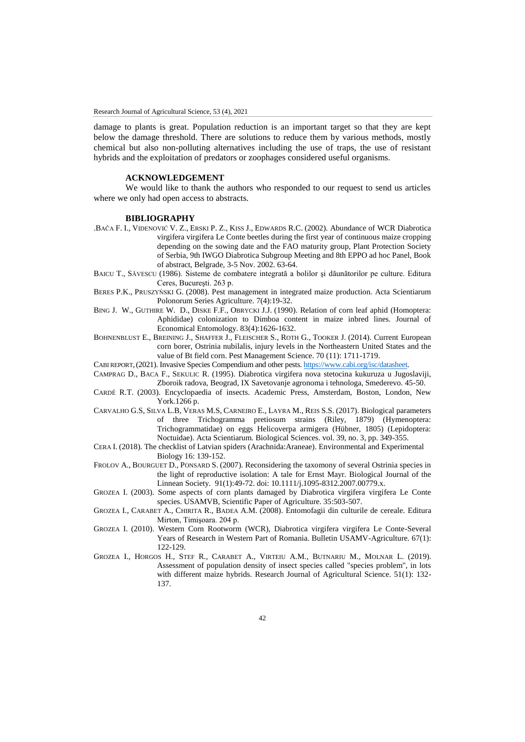damage to plants is great. Population reduction is an important target so that they are kept below the damage threshold. There are solutions to reduce them by various methods, mostly chemical but also non-polluting alternatives including the use of traps, the use of resistant hybrids and the exploitation of predators or zoophages considered useful organisms.

## ACKNOWLEDGEMENT

We would like to thank the authors who responded to our request to send us articles where we only had open access to abstracts.

## BIBLIOGRAPHY

.BAČA F. I., VIDENOVIĆ V. Z., ERSKI P. Z., KISS J., EDWARDS R.C. (2002). Abundance of WCR Diabrotica virgifera virgifera Le Conte beetles during the first year of continuous maize cropping depending on the sowing date and the FAO maturity group, Plant Protection Society of Serbia, 9th IWGO Diabrotica Subgroup Meeting and 8th EPPO ad hoc Panel, Book of abstract, Belgrade, 3-5 Nov. 2002. 63-64.

BAICU T., SĂVESCU (1986). Sisteme de combatere integrată a bolilor şi dăunătorilor pe culture. Editura Ceres, Bucureşti. 263 p.

BERES P.K., PRUSZYŃSKI G. (2008). Pest management in integrated maize production. Acta Scientiarum Polonorum Series Agriculture. 7(4):19-32.

BING J. W., GUTHIRE W. D., DISKE F.F., OBRYCKI J.J. (1990). Relation of corn leaf aphid (Homoptera: Aphididae) colonization to Dimboa content in maize inbred lines. Journal of Economical Entomology. 83(4):1626-1632.

BOHNENBLUST E., BREINING J., SHAFFER J., FLEISCHER S., ROTH G., TOOKER J. (2014). Current European corn borer, Ostrinia nubilalis, injury levels in the Northeastern United States and the value of Bt field corn. Pest Management Science. 70 (11): 1711-1719.

CABI REPORT, (2021). Invasive Species Compendium and other pests. https://www.cabi.org/isc/datasheet.

CAMPRAG D., BACA F., SEKULIC R. (1995). Diabrotica virgifera nova stetocina kukuruza u Jugoslaviji, Zboroik radova, Beograd, IX Savetovanje agronoma i tehnologa, Smederevo. 45-50.

CARDÉ R.T. (2003). Encyclopaedia of insects. Academic Press, Amsterdam, Boston, London, New York.1266 p.

CARVALHO G.S, SILVA L.B, VERAS M.S, CARNEIRO E., LAYRA M., REIS S.S. (2017). Biological parameters of three Trichogramma pretiosum strains (Riley, 1879) (Hymenoptera: Trichogrammatidae) on eggs Helicoverpa armigera (Hübner, 1805) (Lepidoptera: Noctuidae). Acta Scientiarum. Biological Sciences. vol. 39, no. 3, pp. 349-355.

CERA I. (2018). The checklist of Latvian spiders (Arachnida:Araneae). Environmental and Experimental Biology 16: 139-152.

FROLOV A., BOURGUET D., PONSARD S. (2007). Reconsidering the taxomony of several Ostrinia species in the light of reproductive isolation: A tale for Ernst Mayr. Biological Journal of the Linnean Society. 91(1):49-72. doi: 10.1111/j.1095-8312.2007.00779.x.

GROZEA I. (2003). Some aspects of corn plants damaged by Diabrotica virgifera virgifera Le Conte species. USAMVB, Scientific Paper of Agriculture. 35:503-507.

GROZEA I., CARABET A., CHIRITA R., BADEA A.M. (2008). Entomofagii din culturile de cereale. Editura Mirton, Timişoara. 204 p.

GROZEA I. (2010). Western Corn Rootworm (WCR), Diabrotica virgifera virgifera Le Conte-Several Years of Research in Western Part of Romania. Bulletin USAMV-Agriculture. 67(1): 122-129.

GROZEA I., HORGOS H., STEF R., CARABET A., VIRTEIU A.M., BUTNARIU M., MOLNAR L. (2019). Assessment of population density of insect species called "species problem", in lots with different maize hybrids. Research Journal of Agricultural Science. 51(1): 132-137.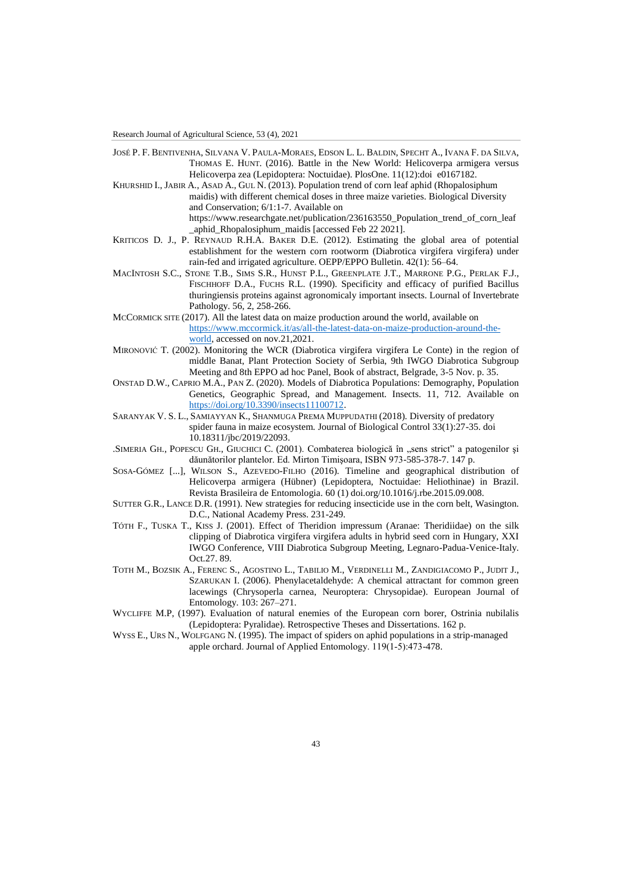JOSÉ P. F. BENTIVENHA, SILVANA V. PAULA-MORAES, EDSON L. L. BALDIN, SPECHT A., IVANA F. DA SILVA, THOMAS E. HUNT. (2016). Battle in the New World: Helicoverpa armigera versus Helicoverpa zea (Lepidoptera: Noctuidae). PlosOne. 11(12):doi e0167182.

KHURSHID I., JABIR A., ASAD A., GUL N. (2013). Population trend of corn leaf aphid (Rhopalosiphum maidis) with different chemical doses in three maize varieties. Biological Diversity and Conservation; 6/1:1-7. Available on https://www.researchgate.net/publication/236163550_Population_trend_of_corn_leaf_aphid_Rhopalosiphum_maidis [accessed Feb 22 2021].

KRITICOS D. J., P. REYNAUD R.H.A. BAKER D.E. (2012). Estimating the global area of potential establishment for the western corn rootworm (Diabrotica virgifera virgifera) under rain-fed and irrigated agriculture. OEPP/EPPO Bulletin. 42(1): 56–64.

MACINTOSH S.C., STONE T.B., SIMS S.R., HUNST P.L., GREENPLATE J.T., MARRONE P.G., PERLAK F.J., FISCHHOFF D.A., FUCHS R.L. (1990). Specificity and efficacy of purified Bacillus thuringiensis proteins against agronomicaly important insects. Lournal of Invertebrate Pathology. 56, 2, 258-266.

MCCORMICK SITE (2017). All the latest data on maize production around the world, available on [https://www.mccormick.it/as/all-the-latest-data-on-maize-production-around-the-world](https://www.mccormick.it/as/all-the-latest-data-on-maize-production-around-the-world), accessed on nov.21,2021.

MIRONOVIĆ T. (2002). Monitoring the WCR (Diabrotica virgifera virgifera Le Conte) in the region of middle Banat, Plant Protection Society of Serbia, 9th IWGO Diabrotica Subgroup Meeting and 8th EPPO ad hoc Panel, Book of abstract, Belgrade, 3-5 Nov. p. 35.

ONSTAD D.W., CAPRIO M.A., PAN Z. (2020). Models of Diabrotica Populations: Demography, Population Genetics, Geographic Spread, and Management. Insects. 11, 712. Available on [https://doi.org/10.3390/insects11100712](https://doi.org/10.3390/insects11100712).

SARANYAK V. S. L., SAMIAYYAN K., SHANMUGA PREMA MUPPUDATHI (2018). Diversity of predatory spider fauna in maize ecosystem. Journal of Biological Control 33(1):27-35. doi 10.18311/jbc/2019/22093.

.SIMERIA GH., POPESCU GH., GIUCHICI C. (2001). Combaterea biologică în „sens strict" a patogenilor şi dăunătorilor plantelor. Ed. Mirton Timişoara, ISBN 973-585-378-7. 147 p.

SOSA-GÓMEZ [...], WILSON S., AZEVEDO-FILHO (2016). Timeline and geographical distribution of Helicoverpa armigera (Hübner) (Lepidoptera, Noctuidae: Heliothinae) in Brazil. Revista Brasileira de Entomologia. 60 (1) doi.org/10.1016/j.rbe.2015.09.008.

SUTTER G.R., LANCE D.R. (1991). New strategies for reducing insecticide use in the corn belt, Wasington. D.C., National Academy Press. 231-249.

TÓTH F., TUSKA T., KISS J. (2001). Effect of Theridion impressum (Aranae: Theridiidae) on the silk clipping of Diabrotica virgifera virgifera adults in hybrid seed corn in Hungary, XXI IWGO Conference, VIII Diabrotica Subgroup Meeting, Legnaro-Padua-Venice-Italy. Oct.27. 89.

TOTH M., BOZSIK A., FERENC S., AGOSTINO L., TABILIO M., VERDINELLI M., ZANDIGIACOMO P., JUDIT J., SZARUKAN I. (2006). Phenylacetaldehyde: A chemical attractant for common green lacewings (Chrysoperla carnea, Neuroptera: Chrysopidae). European Journal of Entomology. 103: 267–271.

WYCLIFFE M.P, (1997). Evaluation of natural enemies of the European corn borer, Ostrinia nubilalis (Lepidoptera: Pyralidae). Retrospective Theses and Dissertations. 162 p.

WYSS E., URS N., WOLFGANG N. (1995). The impact of spiders on aphid populations in a strip-managed apple orchard. Journal of Applied Entomology. 119(1-5):473-478.